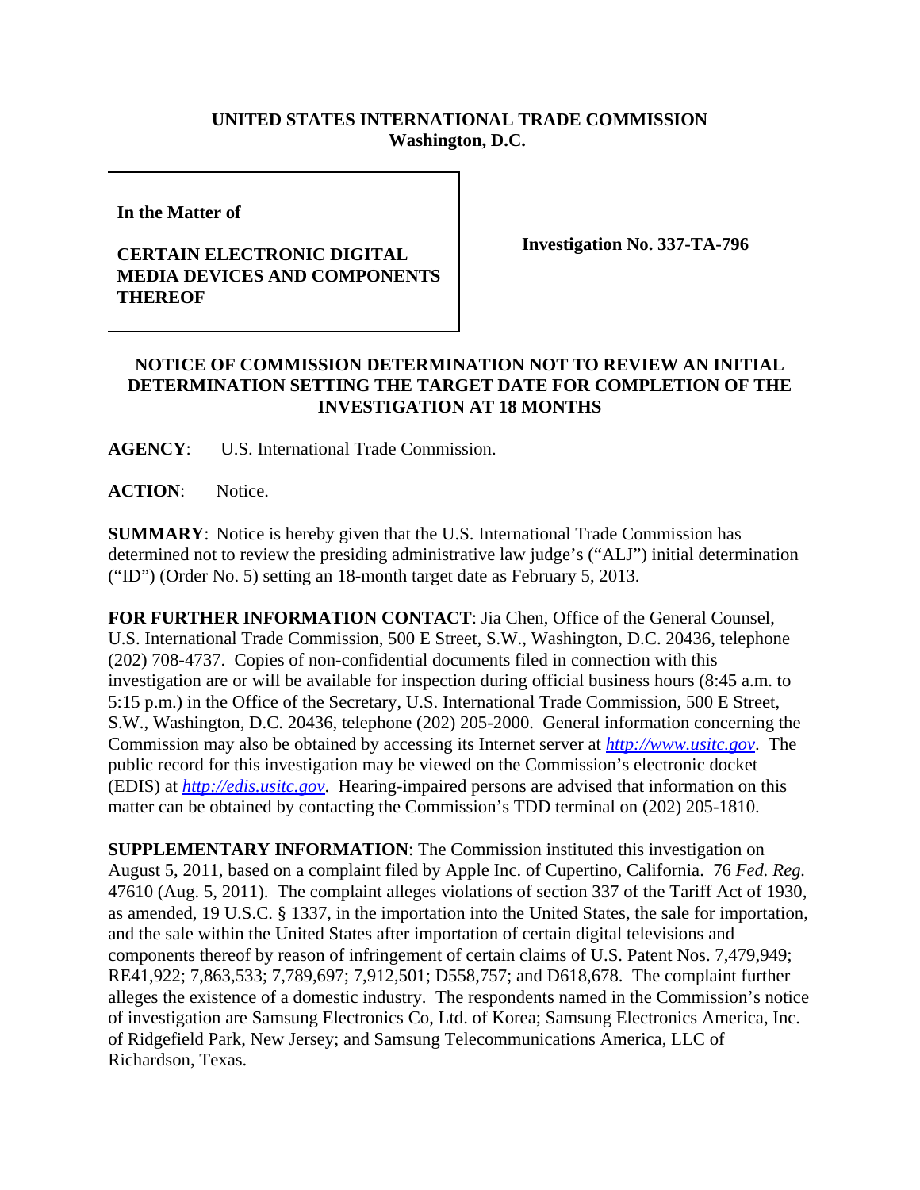**UNITED STATES INTERNATIONAL TRADE COMMISSION**
**Washington, D.C.**

| **In the Matter of** <br><br> **CERTAIN ELECTRONIC DIGITAL MEDIA DEVICES AND COMPONENTS THEREOF** | **Investigation No. 337-TA-796** |
|---|---|

**NOTICE OF COMMISSION DETERMINATION NOT TO REVIEW AN INITIAL DETERMINATION SETTING THE TARGET DATE FOR COMPLETION OF THE INVESTIGATION AT 18 MONTHS**

**AGENCY**: U.S. International Trade Commission.

**ACTION**: Notice.

**SUMMARY**: Notice is hereby given that the U.S. International Trade Commission has determined not to review the presiding administrative law judge's ("ALJ") initial determination ("ID") (Order No. 5) setting an 18-month target date as February 5, 2013.

**FOR FURTHER INFORMATION CONTACT**: Jia Chen, Office of the General Counsel, U.S. International Trade Commission, 500 E Street, S.W., Washington, D.C. 20436, telephone (202) 708-4737. Copies of non-confidential documents filed in connection with this investigation are or will be available for inspection during official business hours (8:45 a.m. to 5:15 p.m.) in the Office of the Secretary, U.S. International Trade Commission, 500 E Street, S.W., Washington, D.C. 20436, telephone (202) 205-2000. General information concerning the Commission may also be obtained by accessing its Internet server at *http://www.usitc.gov*. The public record for this investigation may be viewed on the Commission's electronic docket (EDIS) at *http://edis.usitc.gov*. Hearing-impaired persons are advised that information on this matter can be obtained by contacting the Commission's TDD terminal on (202) 205-1810.

**SUPPLEMENTARY INFORMATION**: The Commission instituted this investigation on August 5, 2011, based on a complaint filed by Apple Inc. of Cupertino, California. 76 *Fed. Reg.* 47610 (Aug. 5, 2011). The complaint alleges violations of section 337 of the Tariff Act of 1930, as amended, 19 U.S.C. § 1337, in the importation into the United States, the sale for importation, and the sale within the United States after importation of certain digital televisions and components thereof by reason of infringement of certain claims of U.S. Patent Nos. 7,479,949; RE41,922; 7,863,533; 7,789,697; 7,912,501; D558,757; and D618,678. The complaint further alleges the existence of a domestic industry. The respondents named in the Commission's notice of investigation are Samsung Electronics Co, Ltd. of Korea; Samsung Electronics America, Inc. of Ridgefield Park, New Jersey; and Samsung Telecommunications America, LLC of Richardson, Texas.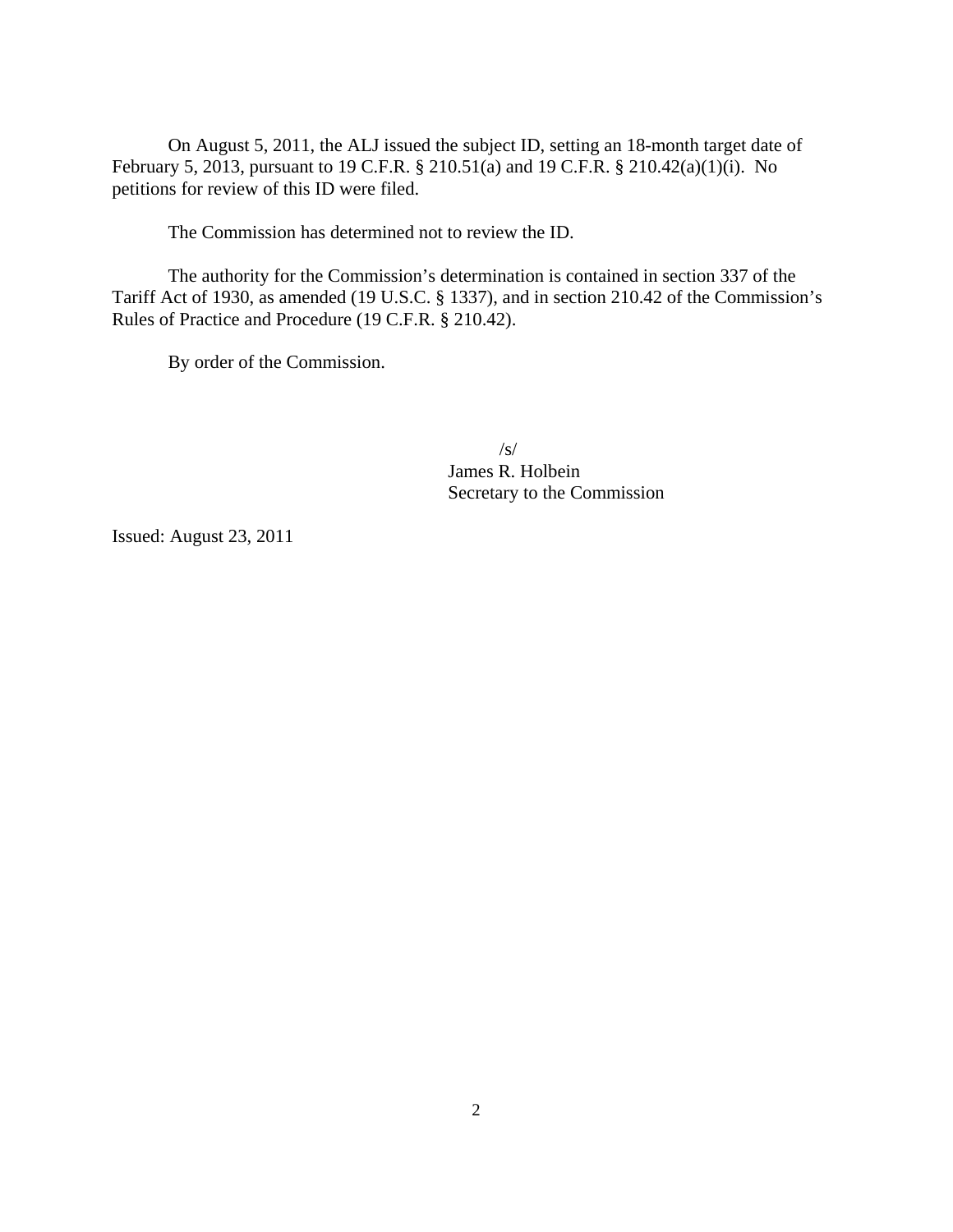On August 5, 2011, the ALJ issued the subject ID, setting an 18-month target date of February 5, 2013, pursuant to 19 C.F.R. § 210.51(a) and 19 C.F.R. § 210.42(a)(1)(i). No petitions for review of this ID were filed.

The Commission has determined not to review the ID.

The authority for the Commission's determination is contained in section 337 of the Tariff Act of 1930, as amended (19 U.S.C. § 1337), and in section 210.42 of the Commission's Rules of Practice and Procedure (19 C.F.R. § 210.42).

By order of the Commission.

/s/
James R. Holbein
Secretary to the Commission

Issued: August 23, 2011